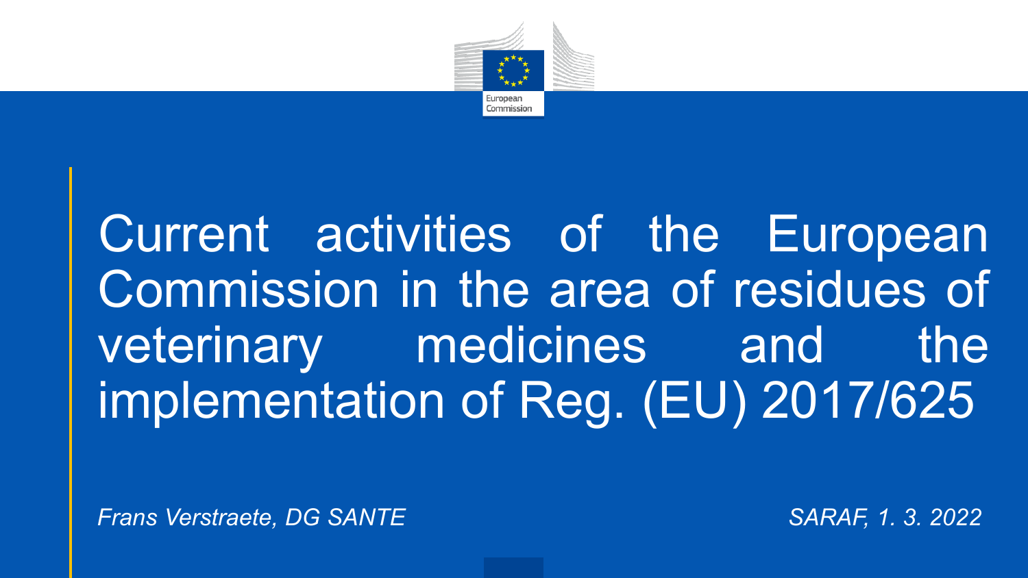# Current activities of the European Commission in the area of residues of veterinary medicines and the implementation of Reg. (EU) 2017/625

*Frans Verstraete, DG SANTE*

*SARAF, 1. 3. 2022*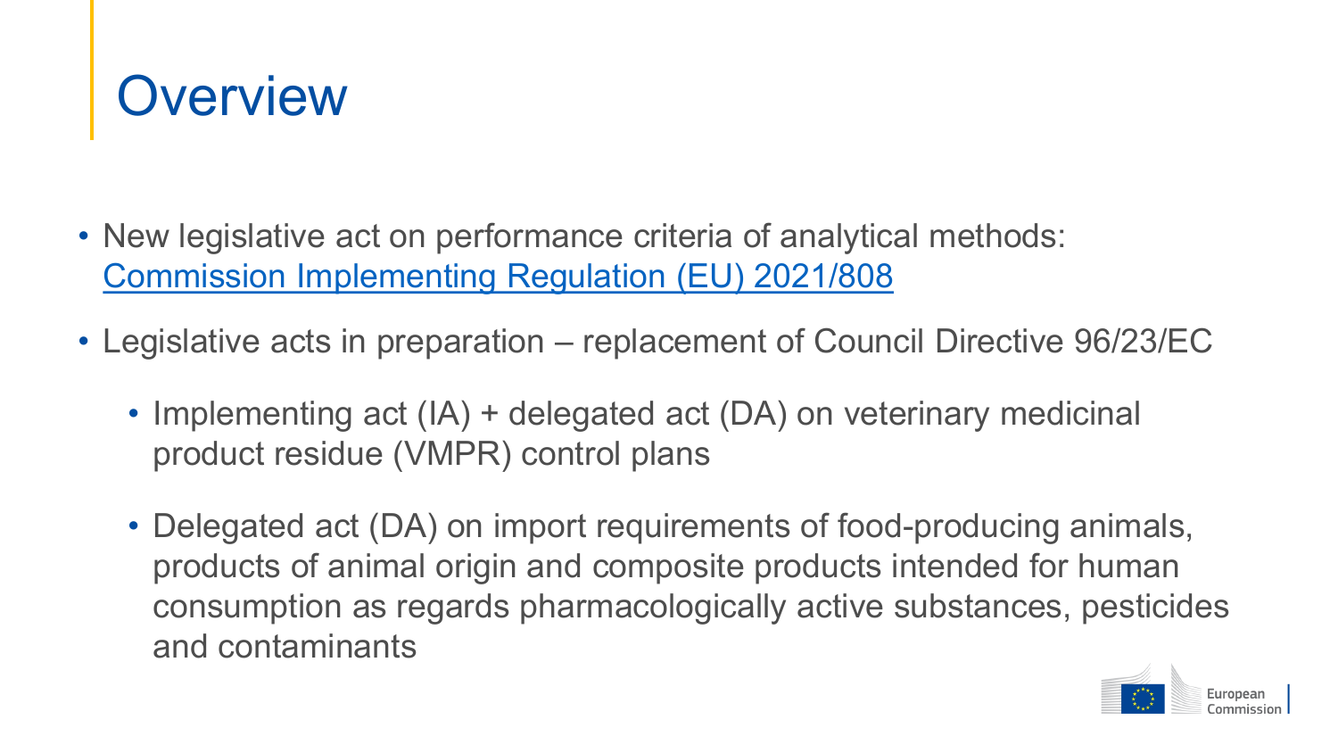# Overview

- New legislative act on performance criteria of analytical methods: [Commission Implementing Regulation (EU) 2021/808]
- Legislative acts in preparation – replacement of Council Directive 96/23/EC
  - Implementing act (IA) + delegated act (DA) on veterinary medicinal product residue (VMPR) control plans
  - Delegated act (DA) on import requirements of food-producing animals, products of animal origin and composite products intended for human consumption as regards pharmacologically active substances, pesticides and contaminants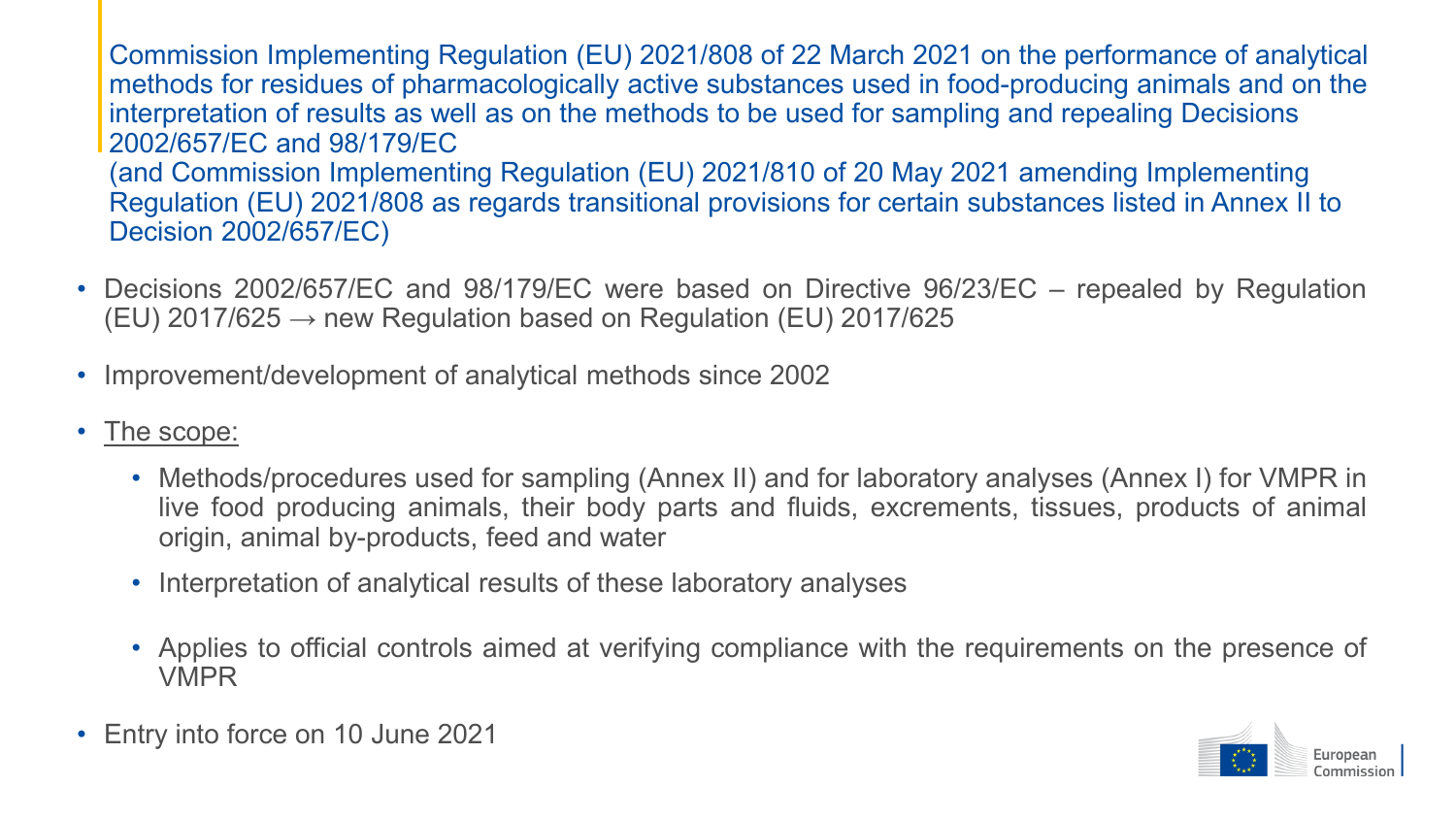## Commission Implementing Regulation (EU) 2021/808 of 22 March 2021 on the performance of analytical methods for residues of pharmacologically active substances used in food-producing animals and on the interpretation of results as well as on the methods to be used for sampling and repealing Decisions 2002/657/EC and 98/179/EC

(and Commission Implementing Regulation (EU) 2021/810 of 20 May 2021 amending Implementing Regulation (EU) 2021/808 as regards transitional provisions for certain substances listed in Annex II to Decision 2002/657/EC)

- Decisions 2002/657/EC and 98/179/EC were based on Directive 96/23/EC – repealed by Regulation (EU) 2017/625 → new Regulation based on Regulation (EU) 2017/625
- Improvement/development of analytical methods since 2002
- The scope:
  - Methods/procedures used for sampling (Annex II) and for laboratory analyses (Annex I) for VMPR in live food producing animals, their body parts and fluids, excrements, tissues, products of animal origin, animal by-products, feed and water
  - Interpretation of analytical results of these laboratory analyses
  - Applies to official controls aimed at verifying compliance with the requirements on the presence of VMPR
- Entry into force on 10 June 2021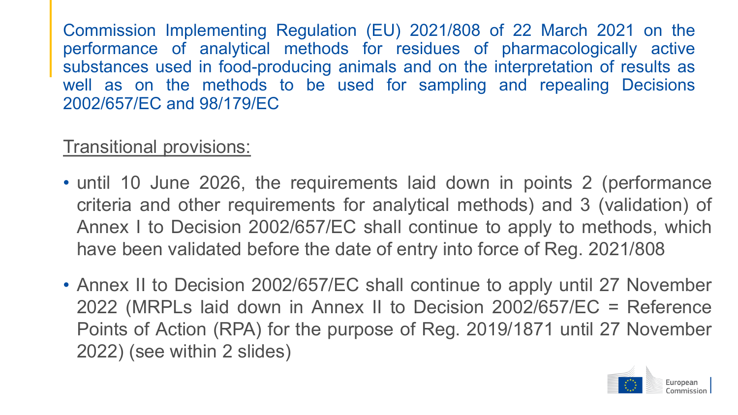Commission Implementing Regulation (EU) 2021/808 of 22 March 2021 on the performance of analytical methods for residues of pharmacologically active substances used in food-producing animals and on the interpretation of results as well as on the methods to be used for sampling and repealing Decisions 2002/657/EC and 98/179/EC

Transitional provisions:

- until 10 June 2026, the requirements laid down in points 2 (performance criteria and other requirements for analytical methods) and 3 (validation) of Annex I to Decision 2002/657/EC shall continue to apply to methods, which have been validated before the date of entry into force of Reg. 2021/808
- Annex II to Decision 2002/657/EC shall continue to apply until 27 November 2022 (MRPLs laid down in Annex II to Decision 2002/657/EC = Reference Points of Action (RPA) for the purpose of Reg. 2019/1871 until 27 November 2022) (see within 2 slides)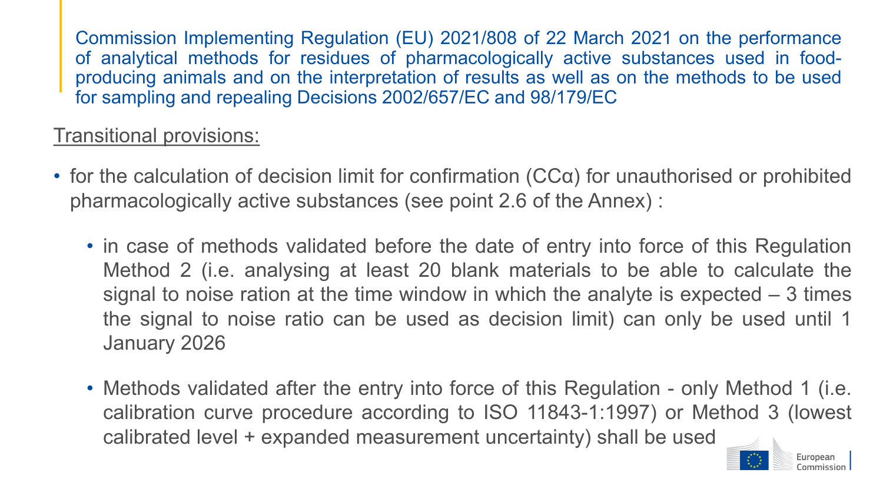Commission Implementing Regulation (EU) 2021/808 of 22 March 2021 on the performance of analytical methods for residues of pharmacologically active substances used in food-producing animals and on the interpretation of results as well as on the methods to be used for sampling and repealing Decisions 2002/657/EC and 98/179/EC

Transitional provisions:

- for the calculation of decision limit for confirmation (CCα) for unauthorised or prohibited pharmacologically active substances (see point 2.6 of the Annex) :
  - in case of methods validated before the date of entry into force of this Regulation Method 2 (i.e. analysing at least 20 blank materials to be able to calculate the signal to noise ration at the time window in which the analyte is expected – 3 times the signal to noise ratio can be used as decision limit) can only be used until 1 January 2026
  - Methods validated after the entry into force of this Regulation - only Method 1 (i.e. calibration curve procedure according to ISO 11843-1:1997) or Method 3 (lowest calibrated level + expanded measurement uncertainty) shall be used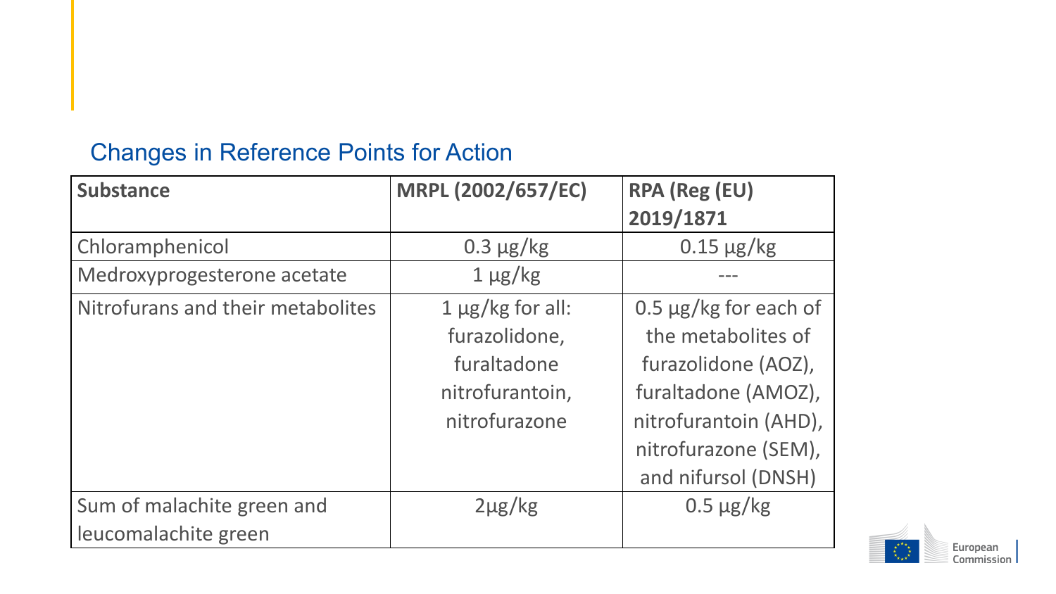## Changes in Reference Points for Action

| Substance | MRPL (2002/657/EC) | RPA (Reg (EU) 2019/1871 |
|---|---|---|
| Chloramphenicol | 0.3 µg/kg | 0.15 µg/kg |
| Medroxyprogesterone acetate | 1 µg/kg | --- |
| Nitrofurans and their metabolites | 1 µg/kg for all: furazolidone, furaltadone nitrofurantoin, nitrofurazone | 0.5 µg/kg for each of the metabolites of furazolidone (AOZ), furaltadone (AMOZ), nitrofurantoin (AHD), nitrofurazone (SEM), and nifursol (DNSH) |
| Sum of malachite green and leucomalachite green | 2µg/kg | 0.5 µg/kg |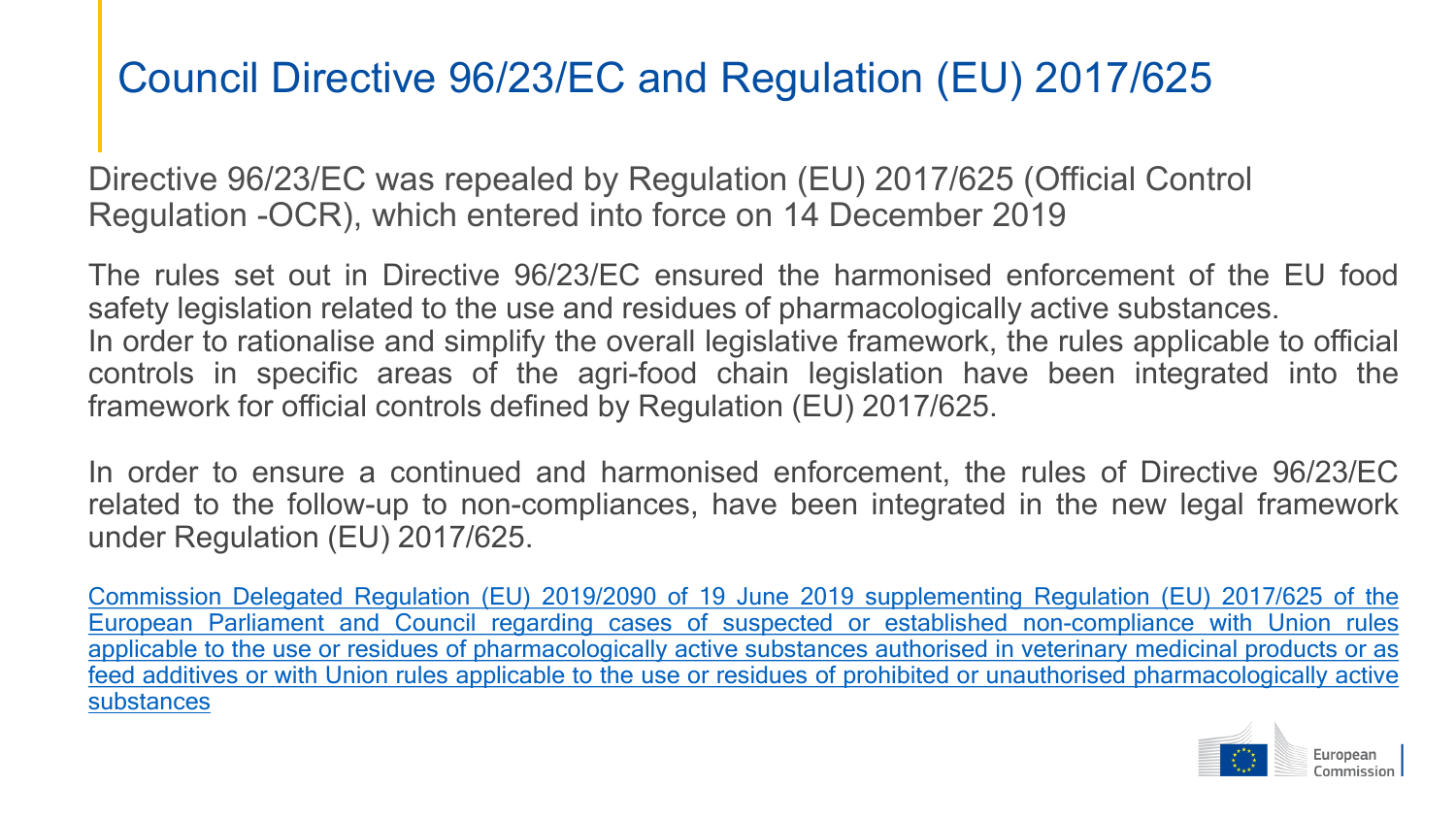# Council Directive 96/23/EC and Regulation (EU) 2017/625

Directive 96/23/EC was repealed by Regulation (EU) 2017/625 (Official Control Regulation -OCR), which entered into force on 14 December 2019

The rules set out in Directive 96/23/EC ensured the harmonised enforcement of the EU food safety legislation related to the use and residues of pharmacologically active substances.
In order to rationalise and simplify the overall legislative framework, the rules applicable to official controls in specific areas of the agri-food chain legislation have been integrated into the framework for official controls defined by Regulation (EU) 2017/625.

In order to ensure a continued and harmonised enforcement, the rules of Directive 96/23/EC related to the follow-up to non-compliances, have been integrated in the new legal framework under Regulation (EU) 2017/625.

Commission Delegated Regulation (EU) 2019/2090 of 19 June 2019 supplementing Regulation (EU) 2017/625 of the European Parliament and Council regarding cases of suspected or established non-compliance with Union rules applicable to the use or residues of pharmacologically active substances authorised in veterinary medicinal products or as feed additives or with Union rules applicable to the use or residues of prohibited or unauthorised pharmacologically active substances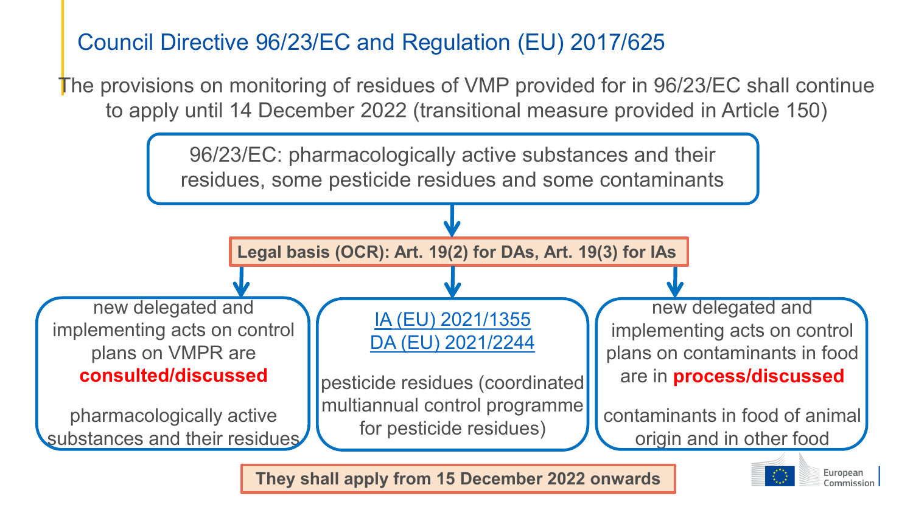## Council Directive 96/23/EC and Regulation (EU) 2017/625

The provisions on monitoring of residues of VMP provided for in 96/23/EC shall continue to apply until 14 December 2022 (transitional measure provided in Article 150)

96/23/EC: pharmacologically active substances and their residues, some pesticide residues and some contaminants

**Legal basis (OCR): Art. 19(2) for DAs, Art. 19(3) for IAs**

- new delegated and implementing acts on control plans on VMPR are **consulted/discussed**

  pharmacologically active substances and their residues

- IA (EU) 2021/1355
  DA (EU) 2021/2244

  pesticide residues (coordinated multiannual control programme for pesticide residues)

- new delegated and implementing acts on control plans on contaminants in food are in **process/discussed**

  contaminants in food of animal origin and in other food

**They shall apply from 15 December 2022 onwards**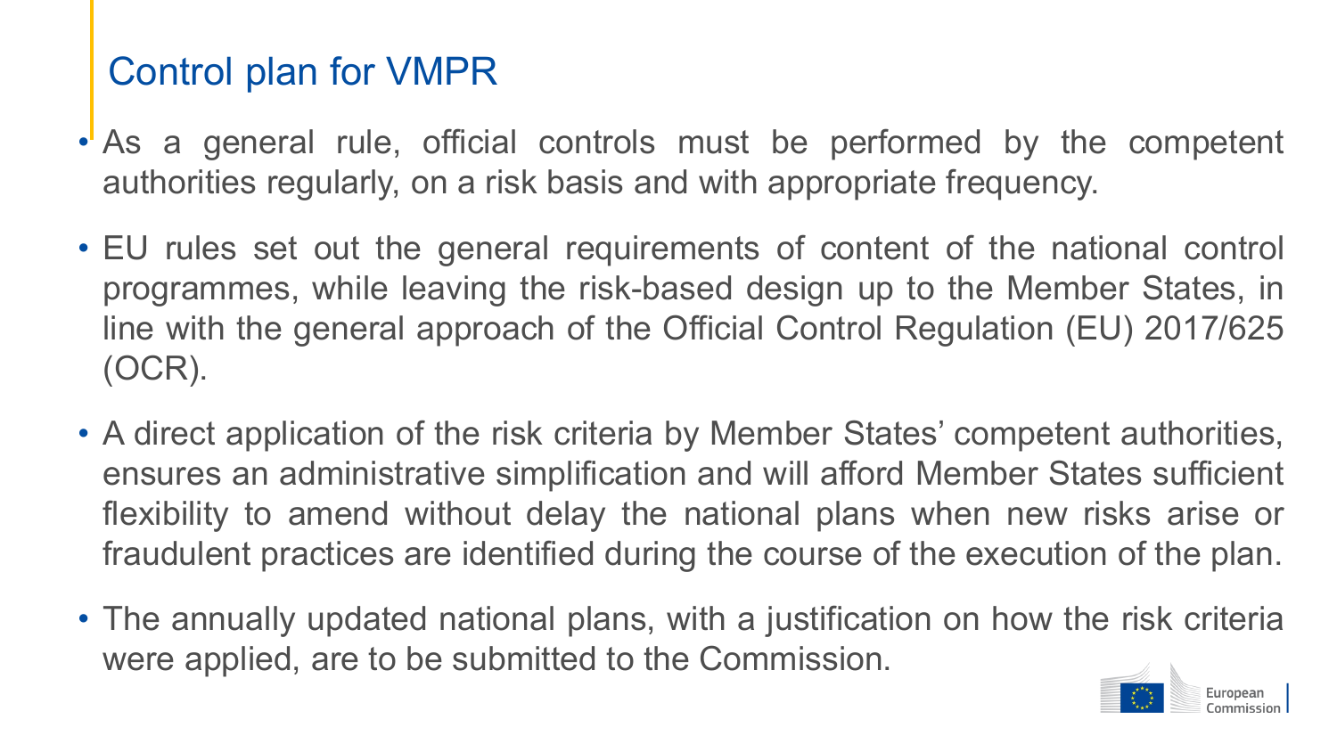# Control plan for VMPR

- As a general rule, official controls must be performed by the competent authorities regularly, on a risk basis and with appropriate frequency.
- EU rules set out the general requirements of content of the national control programmes, while leaving the risk-based design up to the Member States, in line with the general approach of the Official Control Regulation (EU) 2017/625 (OCR).
- A direct application of the risk criteria by Member States' competent authorities, ensures an administrative simplification and will afford Member States sufficient flexibility to amend without delay the national plans when new risks arise or fraudulent practices are identified during the course of the execution of the plan.
- The annually updated national plans, with a justification on how the risk criteria were applied, are to be submitted to the Commission.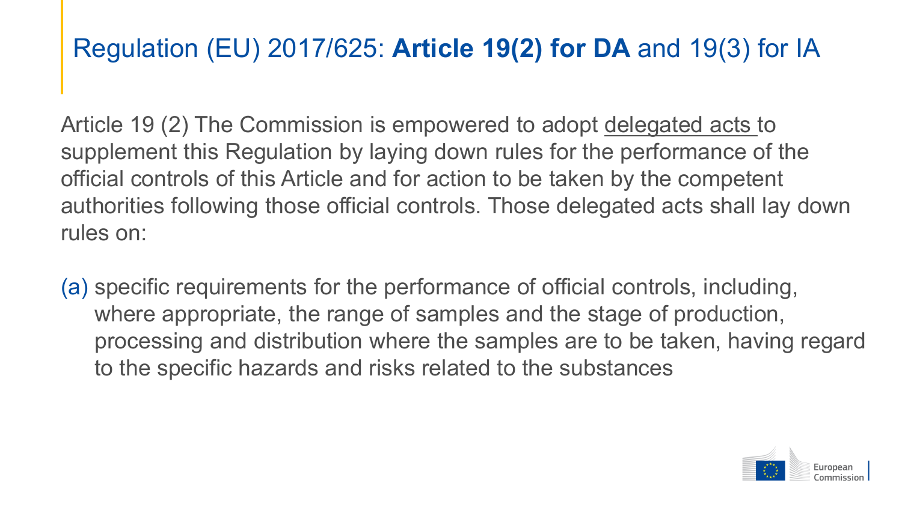# Regulation (EU) 2017/625: **Article 19(2) for DA** and 19(3) for IA

Article 19 (2) The Commission is empowered to adopt delegated acts to supplement this Regulation by laying down rules for the performance of the official controls of this Article and for action to be taken by the competent authorities following those official controls. Those delegated acts shall lay down rules on:

(a) specific requirements for the performance of official controls, including, where appropriate, the range of samples and the stage of production, processing and distribution where the samples are to be taken, having regard to the specific hazards and risks related to the substances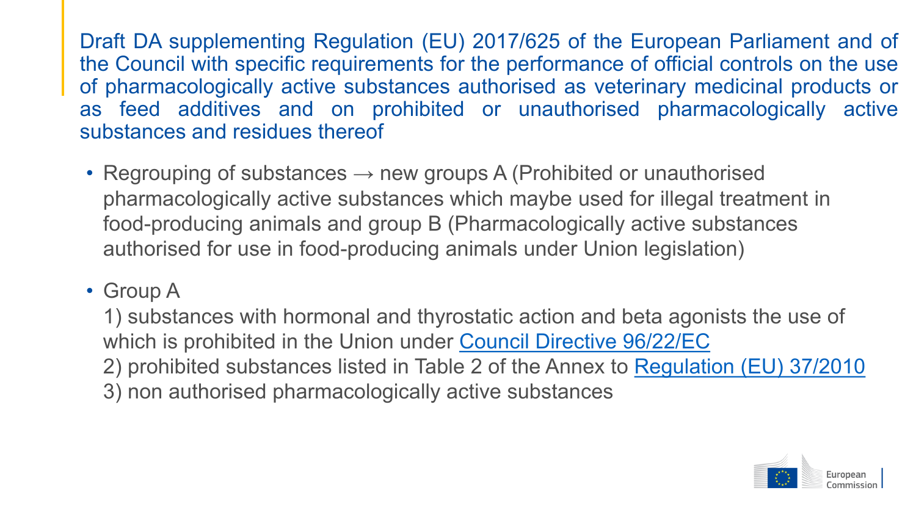## Draft DA supplementing Regulation (EU) 2017/625 of the European Parliament and of the Council with specific requirements for the performance of official controls on the use of pharmacologically active substances authorised as veterinary medicinal products or as feed additives and on prohibited or unauthorised pharmacologically active substances and residues thereof

- Regrouping of substances → new groups A (Prohibited or unauthorised pharmacologically active substances which maybe used for illegal treatment in food-producing animals and group B (Pharmacologically active substances authorised for use in food-producing animals under Union legislation)
- Group A

  1) substances with hormonal and thyrostatic action and beta agonists the use of which is prohibited in the Union under Council Directive 96/22/EC

  2) prohibited substances listed in Table 2 of the Annex to Regulation (EU) 37/2010

  3) non authorised pharmacologically active substances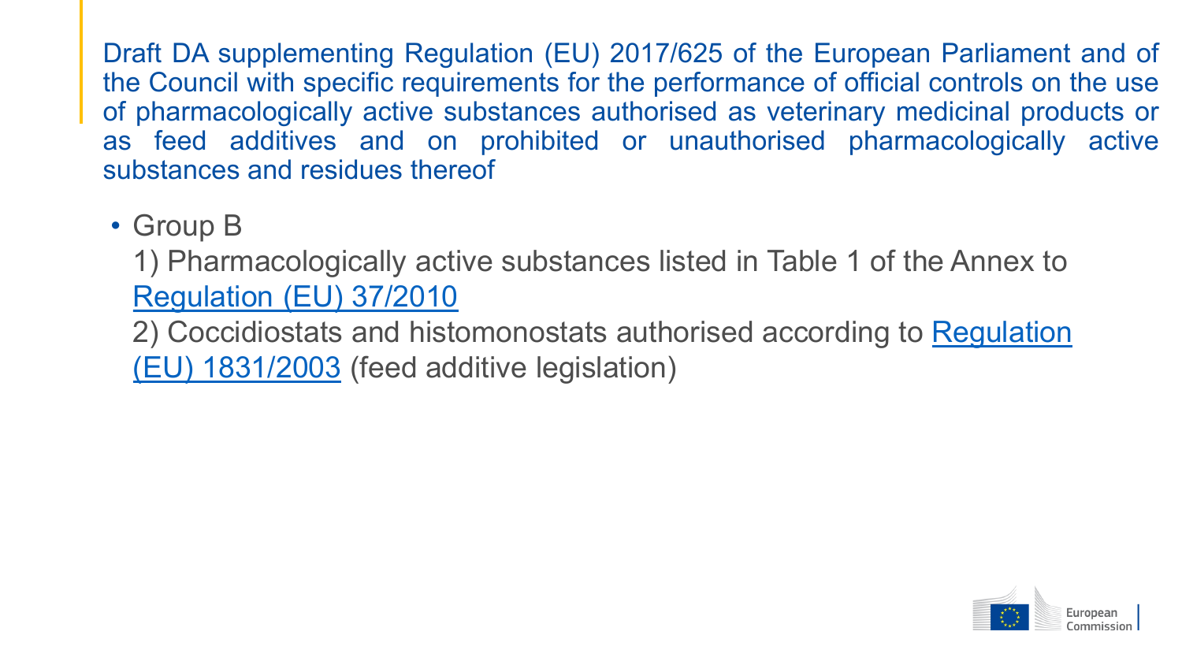## Draft DA supplementing Regulation (EU) 2017/625 of the European Parliament and of the Council with specific requirements for the performance of official controls on the use of pharmacologically active substances authorised as veterinary medicinal products or as feed additives and on prohibited or unauthorised pharmacologically active substances and residues thereof

- Group B

  1) Pharmacologically active substances listed in Table 1 of the Annex to Regulation (EU) 37/2010

  2) Coccidiostats and histomonostats authorised according to Regulation (EU) 1831/2003 (feed additive legislation)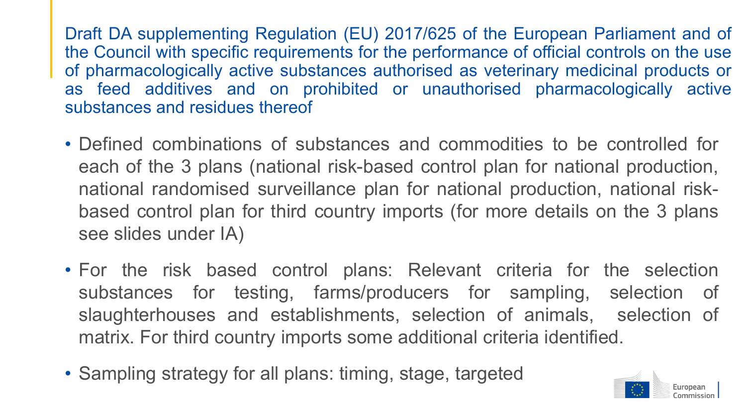## Draft DA supplementing Regulation (EU) 2017/625 of the European Parliament and of the Council with specific requirements for the performance of official controls on the use of pharmacologically active substances authorised as veterinary medicinal products or as feed additives and on prohibited or unauthorised pharmacologically active substances and residues thereof

- Defined combinations of substances and commodities to be controlled for each of the 3 plans (national risk-based control plan for national production, national randomised surveillance plan for national production, national risk-based control plan for third country imports (for more details on the 3 plans see slides under IA)
- For the risk based control plans: Relevant criteria for the selection substances for testing, farms/producers for sampling, selection of slaughterhouses and establishments, selection of animals, selection of matrix. For third country imports some additional criteria identified.
- Sampling strategy for all plans: timing, stage, targeted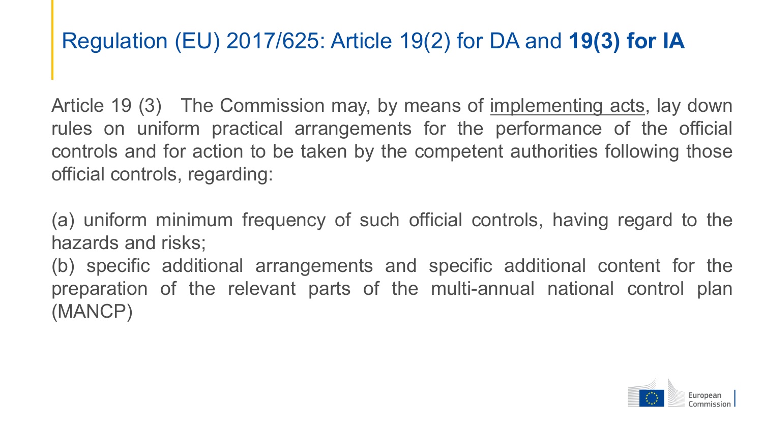# Regulation (EU) 2017/625: Article 19(2) for DA and **19(3) for IA**

Article 19 (3) The Commission may, by means of <u>implementing acts</u>, lay down rules on uniform practical arrangements for the performance of the official controls and for action to be taken by the competent authorities following those official controls, regarding:

(a) uniform minimum frequency of such official controls, having regard to the hazards and risks;
(b) specific additional arrangements and specific additional content for the preparation of the relevant parts of the multi-annual national control plan (MANCP)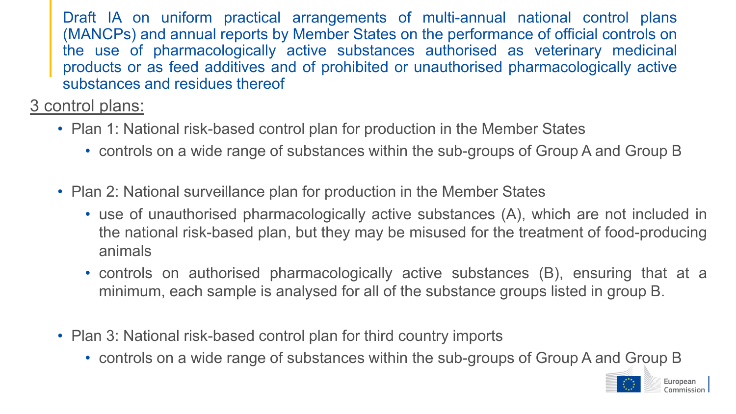Draft IA on uniform practical arrangements of multi-annual national control plans (MANCPs) and annual reports by Member States on the performance of official controls on the use of pharmacologically active substances authorised as veterinary medicinal products or as feed additives and of prohibited or unauthorised pharmacologically active substances and residues thereof

3 control plans:

- Plan 1: National risk-based control plan for production in the Member States
  - controls on a wide range of substances within the sub-groups of Group A and Group B
- Plan 2: National surveillance plan for production in the Member States
  - use of unauthorised pharmacologically active substances (A), which are not included in the national risk-based plan, but they may be misused for the treatment of food-producing animals
  - controls on authorised pharmacologically active substances (B), ensuring that at a minimum, each sample is analysed for all of the substance groups listed in group B.
- Plan 3: National risk-based control plan for third country imports
  - controls on a wide range of substances within the sub-groups of Group A and Group B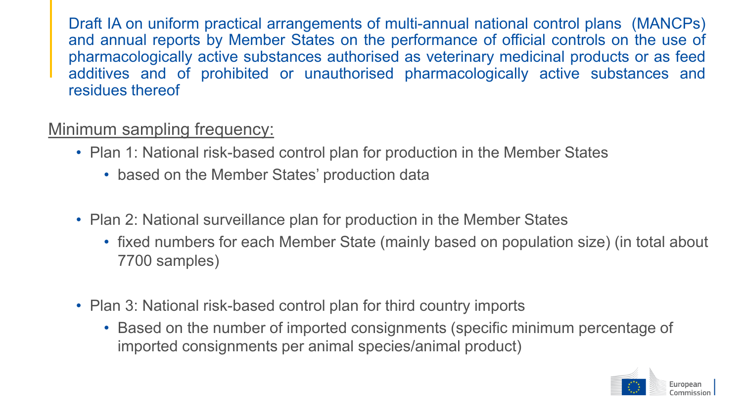## Draft IA on uniform practical arrangements of multi-annual national control plans (MANCPs) and annual reports by Member States on the performance of official controls on the use of pharmacologically active substances authorised as veterinary medicinal products or as feed additives and of prohibited or unauthorised pharmacologically active substances and residues thereof

Minimum sampling frequency:

- Plan 1: National risk-based control plan for production in the Member States
  - based on the Member States' production data
- Plan 2: National surveillance plan for production in the Member States
  - fixed numbers for each Member State (mainly based on population size) (in total about 7700 samples)
- Plan 3: National risk-based control plan for third country imports
  - Based on the number of imported consignments (specific minimum percentage of imported consignments per animal species/animal product)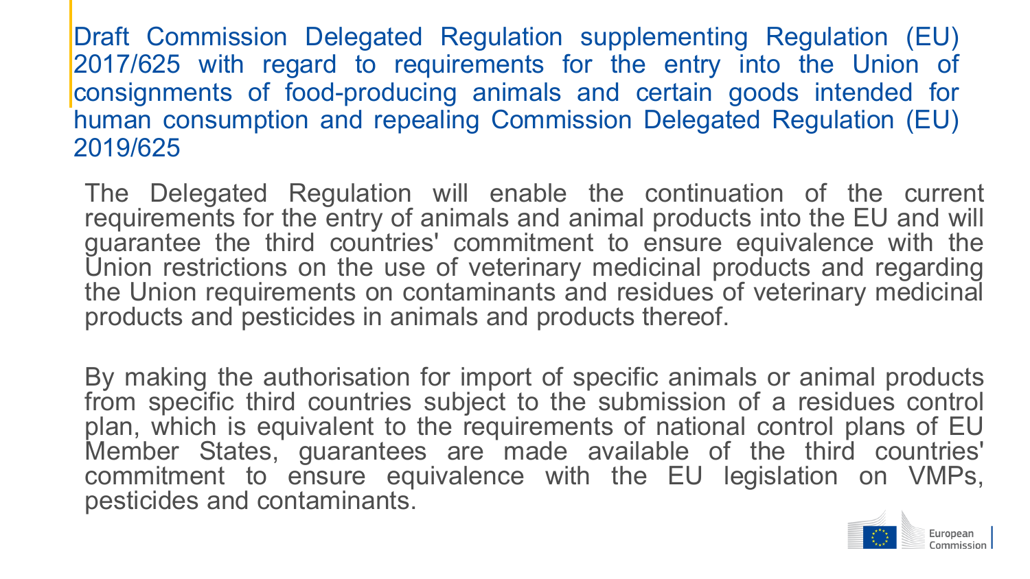## Draft Commission Delegated Regulation supplementing Regulation (EU) 2017/625 with regard to requirements for the entry into the Union of consignments of food-producing animals and certain goods intended for human consumption and repealing Commission Delegated Regulation (EU) 2019/625

The Delegated Regulation will enable the continuation of the current requirements for the entry of animals and animal products into the EU and will guarantee the third countries' commitment to ensure equivalence with the Union restrictions on the use of veterinary medicinal products and regarding the Union requirements on contaminants and residues of veterinary medicinal products and pesticides in animals and products thereof.

By making the authorisation for import of specific animals or animal products from specific third countries subject to the submission of a residues control plan, which is equivalent to the requirements of national control plans of EU Member States, guarantees are made available of the third countries' commitment to ensure equivalence with the EU legislation on VMPs, pesticides and contaminants.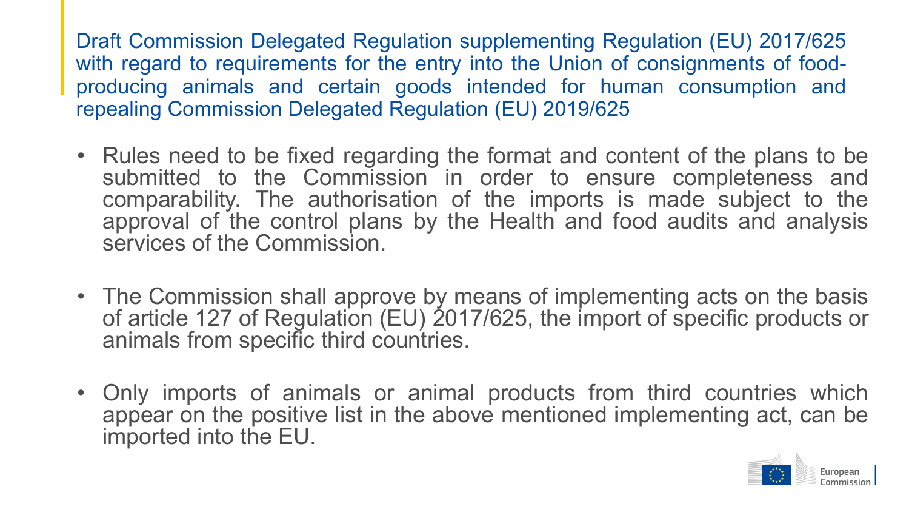## Draft Commission Delegated Regulation supplementing Regulation (EU) 2017/625 with regard to requirements for the entry into the Union of consignments of food-producing animals and certain goods intended for human consumption and repealing Commission Delegated Regulation (EU) 2019/625

- Rules need to be fixed regarding the format and content of the plans to be submitted to the Commission in order to ensure completeness and comparability. The authorisation of the imports is made subject to the approval of the control plans by the Health and food audits and analysis services of the Commission.

- The Commission shall approve by means of implementing acts on the basis of article 127 of Regulation (EU) 2017/625, the import of specific products or animals from specific third countries.

- Only imports of animals or animal products from third countries which appear on the positive list in the above mentioned implementing act, can be imported into the EU.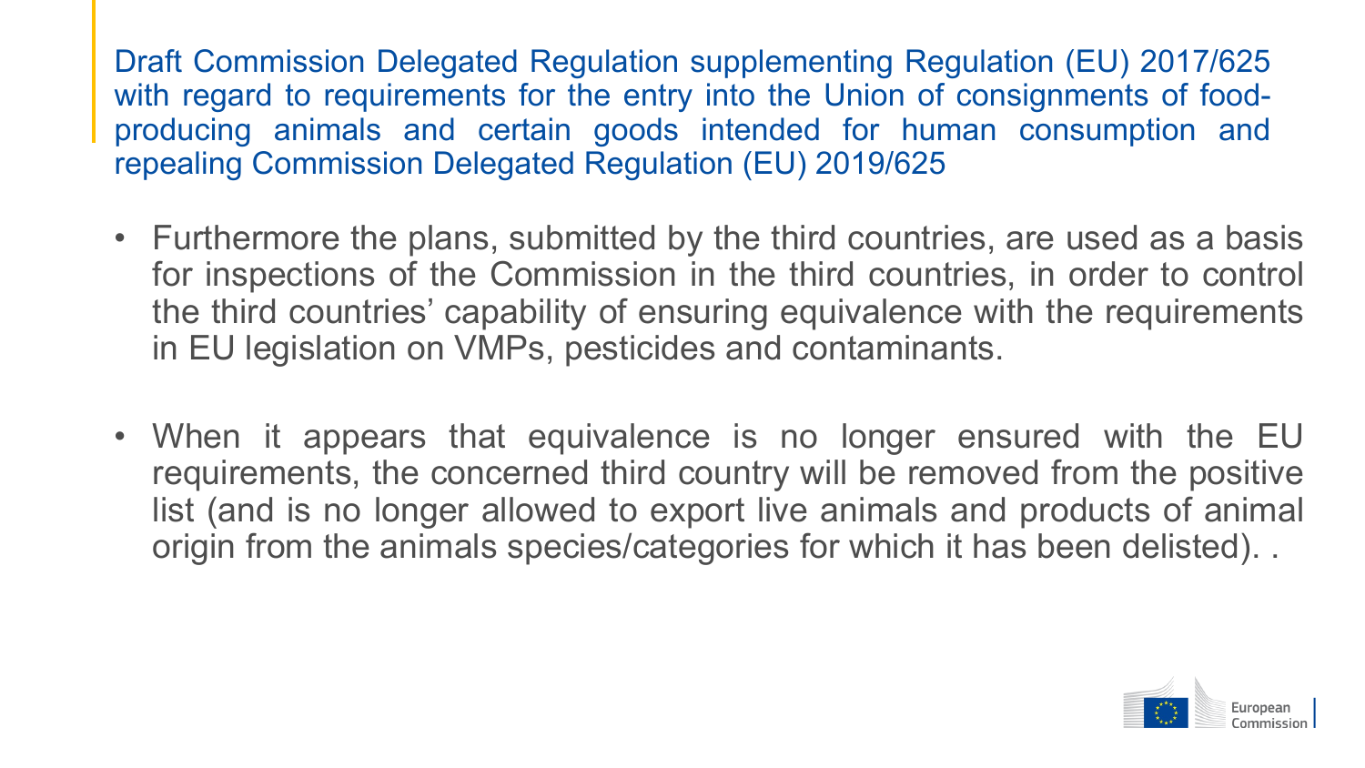## Draft Commission Delegated Regulation supplementing Regulation (EU) 2017/625 with regard to requirements for the entry into the Union of consignments of food-producing animals and certain goods intended for human consumption and repealing Commission Delegated Regulation (EU) 2019/625

- Furthermore the plans, submitted by the third countries, are used as a basis for inspections of the Commission in the third countries, in order to control the third countries' capability of ensuring equivalence with the requirements in EU legislation on VMPs, pesticides and contaminants.

- When it appears that equivalence is no longer ensured with the EU requirements, the concerned third country will be removed from the positive list (and is no longer allowed to export live animals and products of animal origin from the animals species/categories for which it has been delisted). .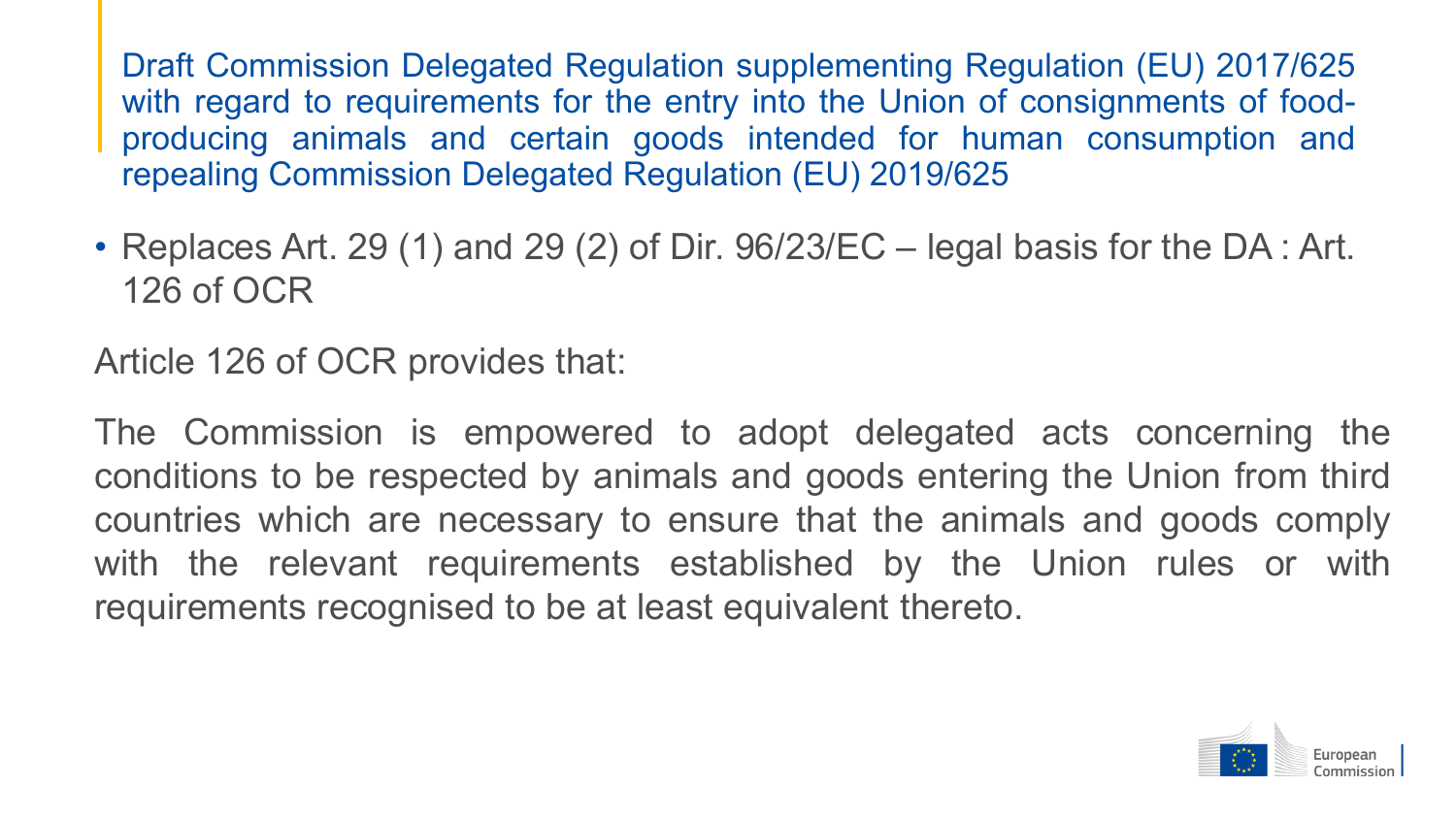## Draft Commission Delegated Regulation supplementing Regulation (EU) 2017/625 with regard to requirements for the entry into the Union of consignments of food-producing animals and certain goods intended for human consumption and repealing Commission Delegated Regulation (EU) 2019/625

- Replaces Art. 29 (1) and 29 (2) of Dir. 96/23/EC – legal basis for the DA : Art. 126 of OCR

Article 126 of OCR provides that:

The Commission is empowered to adopt delegated acts concerning the conditions to be respected by animals and goods entering the Union from third countries which are necessary to ensure that the animals and goods comply with the relevant requirements established by the Union rules or with requirements recognised to be at least equivalent thereto.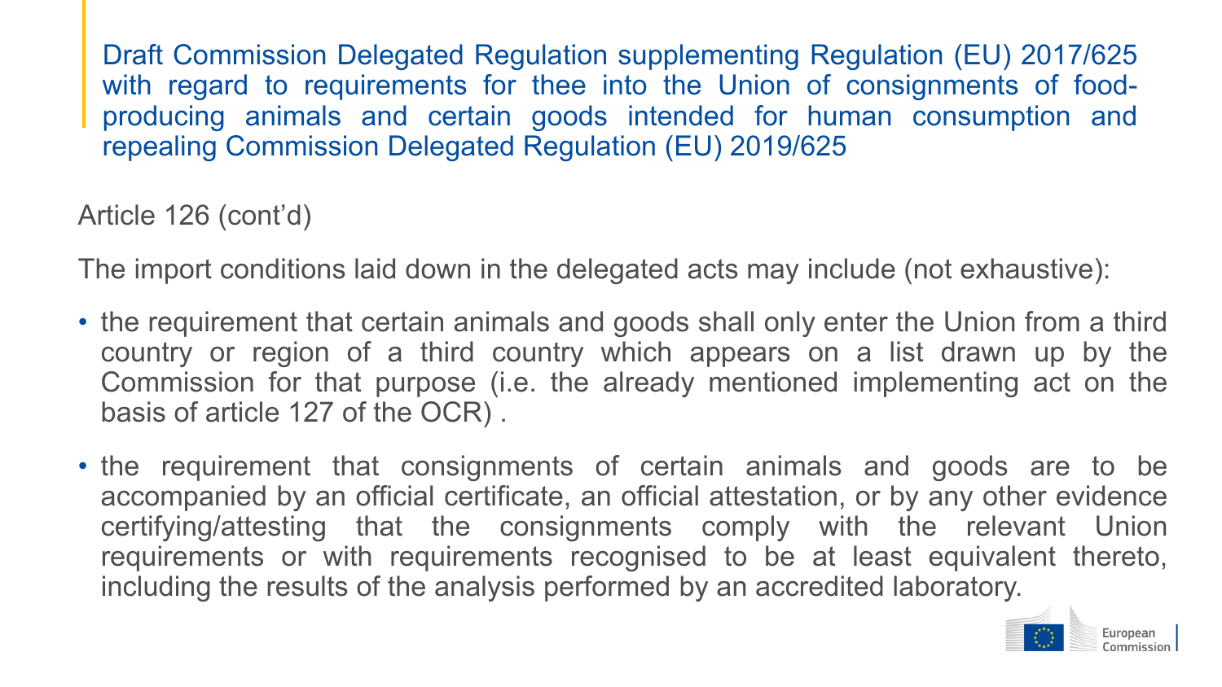## Draft Commission Delegated Regulation supplementing Regulation (EU) 2017/625 with regard to requirements for thee into the Union of consignments of food-producing animals and certain goods intended for human consumption and repealing Commission Delegated Regulation (EU) 2019/625

Article 126 (cont'd)

The import conditions laid down in the delegated acts may include (not exhaustive):

- the requirement that certain animals and goods shall only enter the Union from a third country or region of a third country which appears on a list drawn up by the Commission for that purpose (i.e. the already mentioned implementing act on the basis of article 127 of the OCR) .
- the requirement that consignments of certain animals and goods are to be accompanied by an official certificate, an official attestation, or by any other evidence certifying/attesting that the consignments comply with the relevant Union requirements or with requirements recognised to be at least equivalent thereto, including the results of the analysis performed by an accredited laboratory.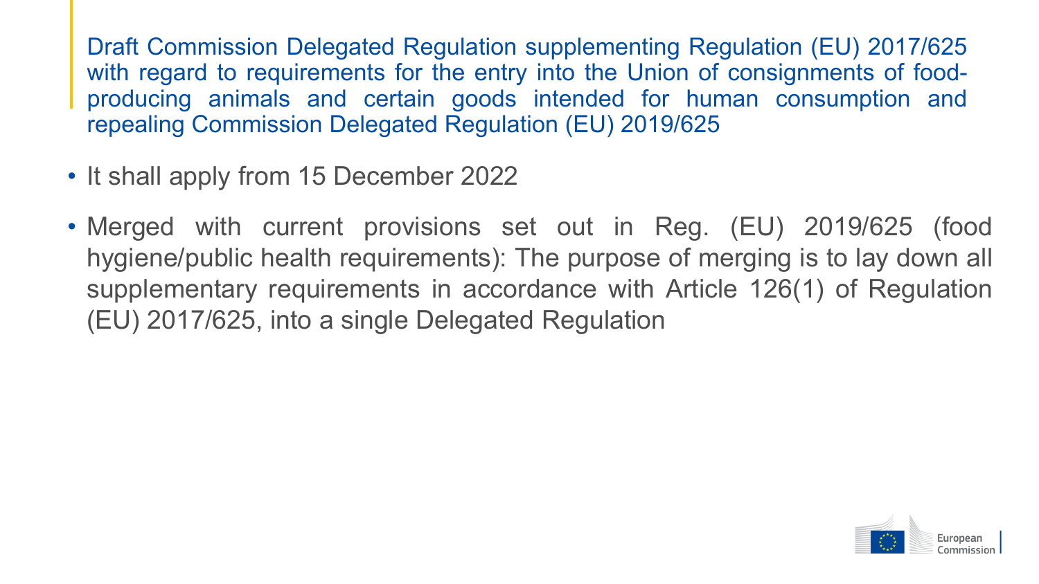## Draft Commission Delegated Regulation supplementing Regulation (EU) 2017/625 with regard to requirements for the entry into the Union of consignments of food-producing animals and certain goods intended for human consumption and repealing Commission Delegated Regulation (EU) 2019/625

- It shall apply from 15 December 2022
- Merged with current provisions set out in Reg. (EU) 2019/625 (food hygiene/public health requirements): The purpose of merging is to lay down all supplementary requirements in accordance with Article 126(1) of Regulation (EU) 2017/625, into a single Delegated Regulation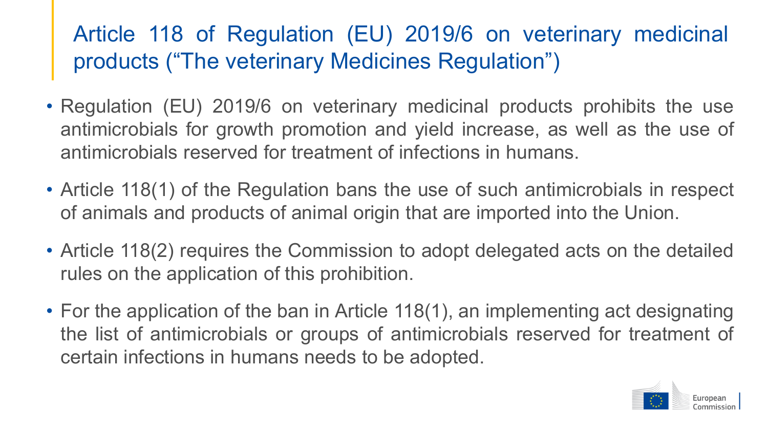# Article 118 of Regulation (EU) 2019/6 on veterinary medicinal products ("The veterinary Medicines Regulation")

- Regulation (EU) 2019/6 on veterinary medicinal products prohibits the use antimicrobials for growth promotion and yield increase, as well as the use of antimicrobials reserved for treatment of infections in humans.
- Article 118(1) of the Regulation bans the use of such antimicrobials in respect of animals and products of animal origin that are imported into the Union.
- Article 118(2) requires the Commission to adopt delegated acts on the detailed rules on the application of this prohibition.
- For the application of the ban in Article 118(1), an implementing act designating the list of antimicrobials or groups of antimicrobials reserved for treatment of certain infections in humans needs to be adopted.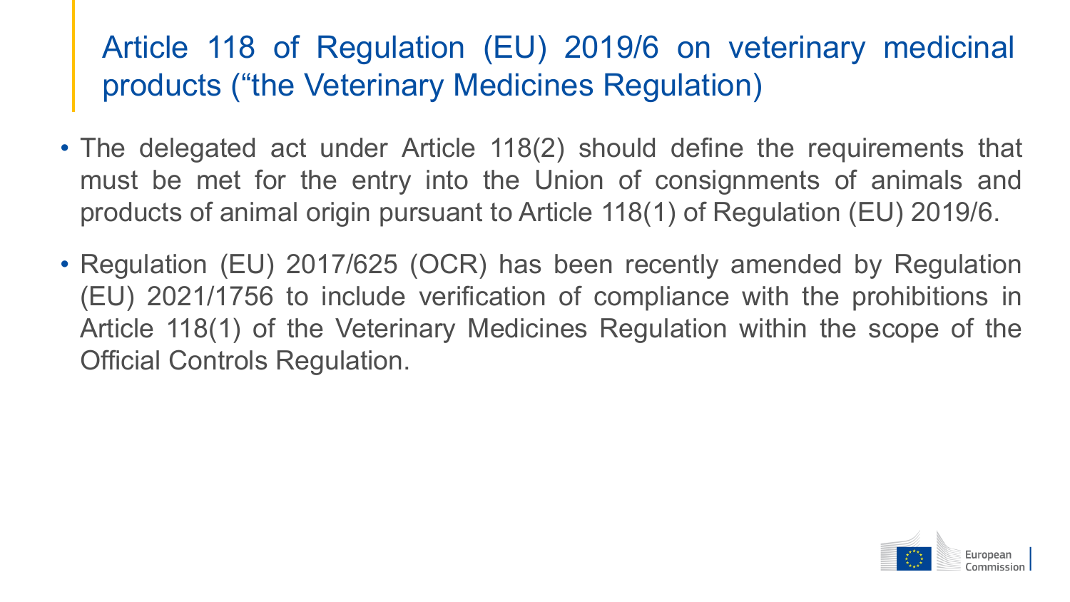# Article 118 of Regulation (EU) 2019/6 on veterinary medicinal products (“the Veterinary Medicines Regulation)

- The delegated act under Article 118(2) should define the requirements that must be met for the entry into the Union of consignments of animals and products of animal origin pursuant to Article 118(1) of Regulation (EU) 2019/6.
- Regulation (EU) 2017/625 (OCR) has been recently amended by Regulation (EU) 2021/1756 to include verification of compliance with the prohibitions in Article 118(1) of the Veterinary Medicines Regulation within the scope of the Official Controls Regulation.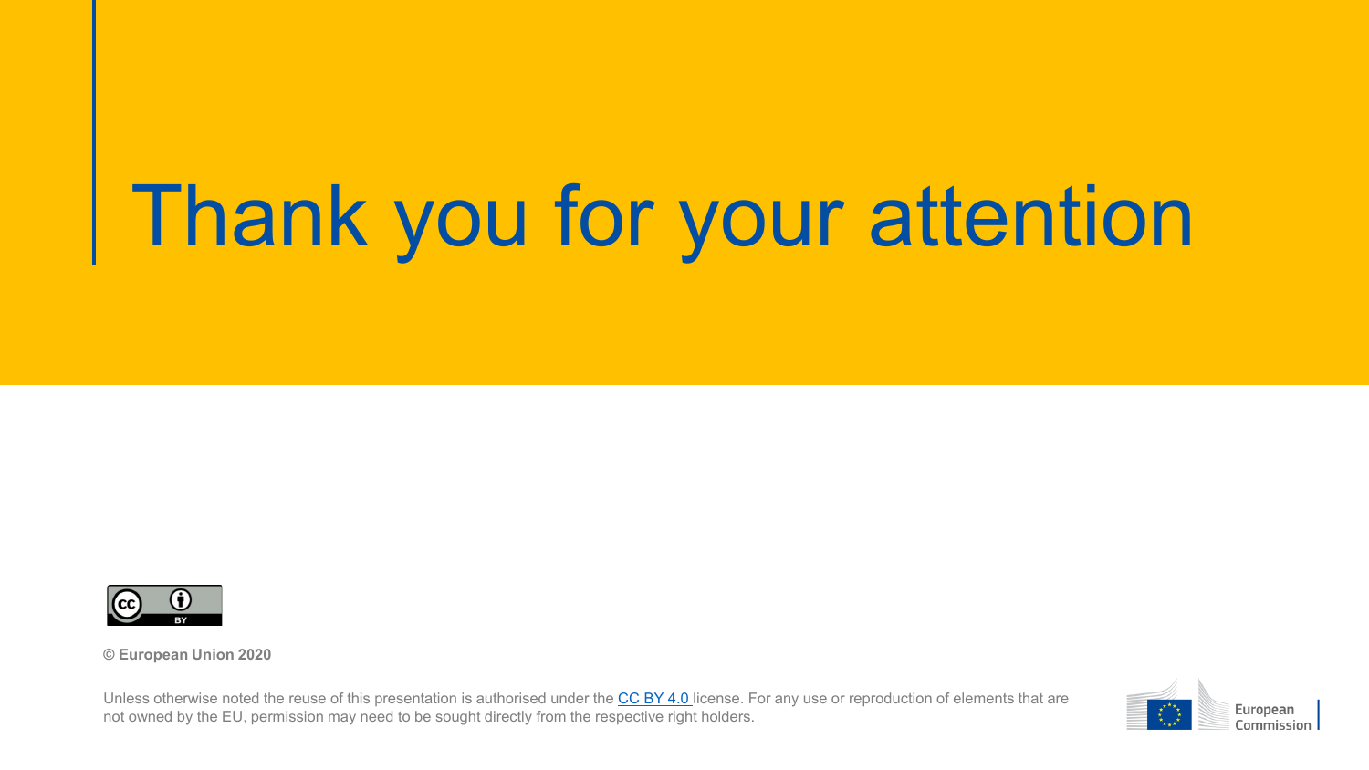# Thank you for your attention

**© European Union 2020**

Unless otherwise noted the reuse of this presentation is authorised under the CC BY 4.0 license. For any use or reproduction of elements that are not owned by the EU, permission may need to be sought directly from the respective right holders.